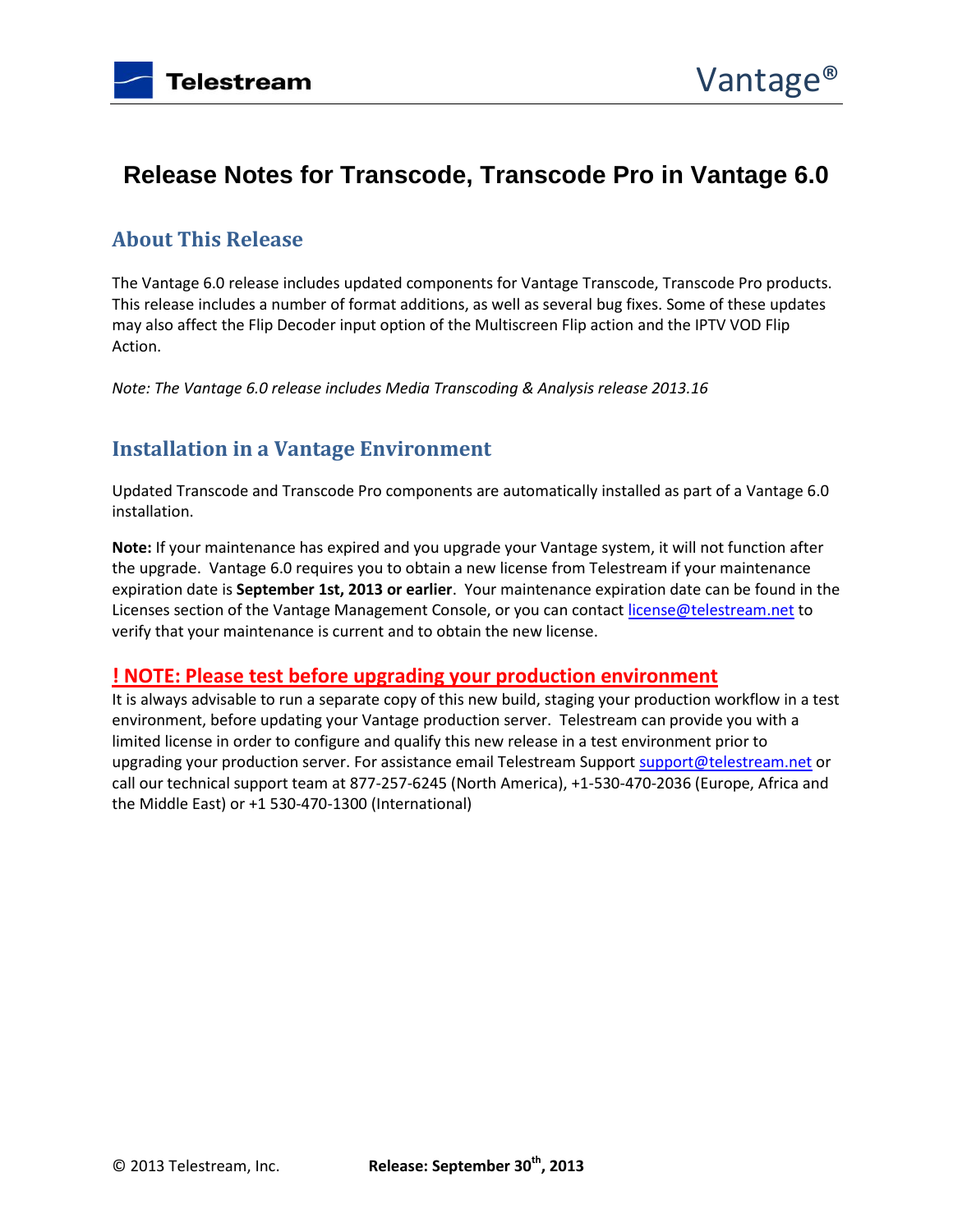# Release Notes for Transcode, Transcode Pro in Vantage 6.0

## About This Release

The Vantage 6.0 release includes updated components for Vantage Transcode, Transcode Pro products. This release includes a number of format additions, as well as several bug fixes. Some of these updates may also affect the Flip Decoder input option of the Multiscreen Flip action and the IPTV VOD Flip Action.

*Note: The Vantage 6.0 release includes Media Transcoding & Analysis release 2013.16*

## Installation in a Vantage Environment

Updated Transcode and Transcode Pro components are automatically installed as part of a Vantage 6.0 installation.

**Note:** If your maintenance has expired and you upgrade your Vantage system, it will not function after the upgrade. Vantage 6.0 requires you to obtain a new license from Telestream if your maintenance expiration date is **September 1st, 2013 or earlier**. Your maintenance expiration date can be found in the Licenses section of the Vantage Management Console, or you can contact license@telestream.net to verify that your maintenance is current and to obtain the new license.

### ! NOTE: Please test before upgrading your production environment

It is always advisable to run a separate copy of this new build, staging your production workflow in a test environment, before updating your Vantage production server. Telestream can provide you with a limited license in order to configure and qualify this new release in a test environment prior to upgrading your production server. For assistance email Telestream Support support@telestream.net or call our technical support team at 877-257-6245 (North America), +1-530-470-2036 (Europe, Africa and the Middle East) or +1 530-470-1300 (International)

© 2013 Telestream, Inc. **Release: September 30th, 2013**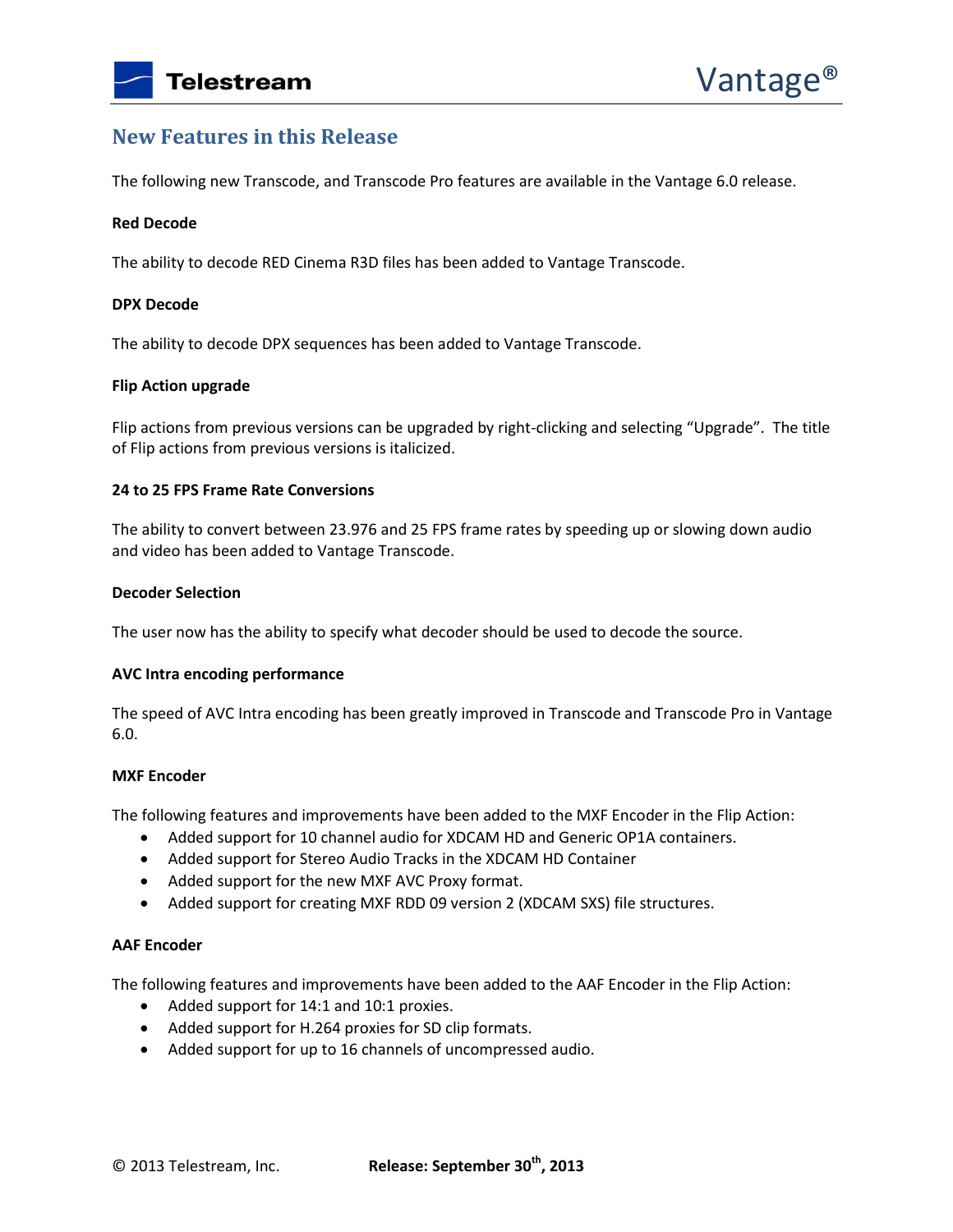## New Features in this Release

The following new Transcode, and Transcode Pro features are available in the Vantage 6.0 release.

**Red Decode**

The ability to decode RED Cinema R3D files has been added to Vantage Transcode.

**DPX Decode**

The ability to decode DPX sequences has been added to Vantage Transcode.

**Flip Action upgrade**

Flip actions from previous versions can be upgraded by right-clicking and selecting "Upgrade". The title of Flip actions from previous versions is italicized.

**24 to 25 FPS Frame Rate Conversions**

The ability to convert between 23.976 and 25 FPS frame rates by speeding up or slowing down audio and video has been added to Vantage Transcode.

**Decoder Selection**

The user now has the ability to specify what decoder should be used to decode the source.

**AVC Intra encoding performance**

The speed of AVC Intra encoding has been greatly improved in Transcode and Transcode Pro in Vantage 6.0.

**MXF Encoder**

The following features and improvements have been added to the MXF Encoder in the Flip Action:

- Added support for 10 channel audio for XDCAM HD and Generic OP1A containers.
- Added support for Stereo Audio Tracks in the XDCAM HD Container
- Added support for the new MXF AVC Proxy format.
- Added support for creating MXF RDD 09 version 2 (XDCAM SXS) file structures.

**AAF Encoder**

The following features and improvements have been added to the AAF Encoder in the Flip Action:

- Added support for 14:1 and 10:1 proxies.
- Added support for H.264 proxies for SD clip formats.
- Added support for up to 16 channels of uncompressed audio.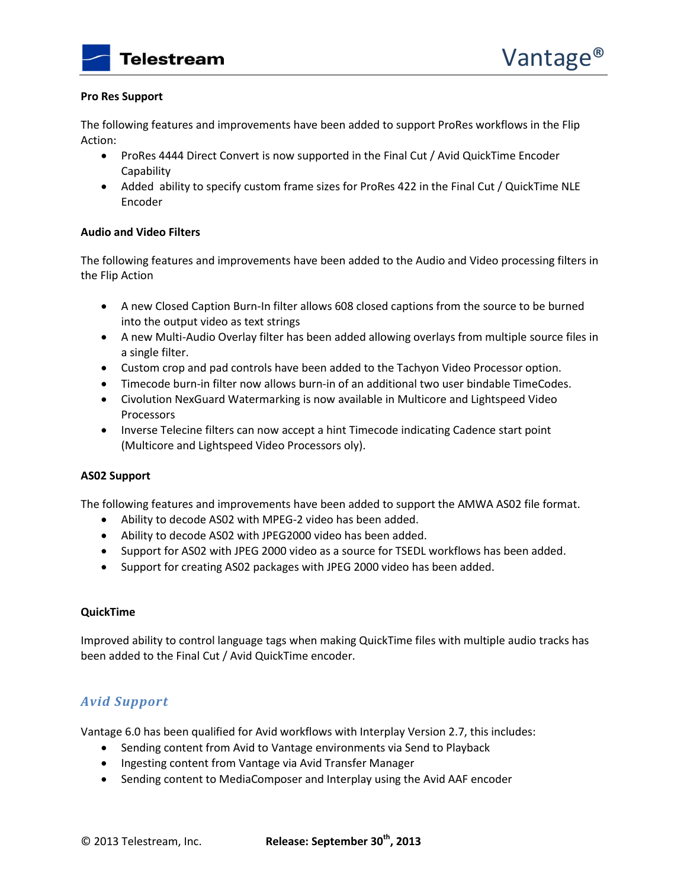**Pro Res Support**

The following features and improvements have been added to support ProRes workflows in the Flip Action:

- ProRes 4444 Direct Convert is now supported in the Final Cut / Avid QuickTime Encoder Capability
- Added ability to specify custom frame sizes for ProRes 422 in the Final Cut / QuickTime NLE Encoder

**Audio and Video Filters**

The following features and improvements have been added to the Audio and Video processing filters in the Flip Action

- A new Closed Caption Burn-In filter allows 608 closed captions from the source to be burned into the output video as text strings
- A new Multi-Audio Overlay filter has been added allowing overlays from multiple source files in a single filter.
- Custom crop and pad controls have been added to the Tachyon Video Processor option.
- Timecode burn-in filter now allows burn-in of an additional two user bindable TimeCodes.
- Civolution NexGuard Watermarking is now available in Multicore and Lightspeed Video Processors
- Inverse Telecine filters can now accept a hint Timecode indicating Cadence start point (Multicore and Lightspeed Video Processors oly).

**AS02 Support**

The following features and improvements have been added to support the AMWA AS02 file format.

- Ability to decode AS02 with MPEG-2 video has been added.
- Ability to decode AS02 with JPEG2000 video has been added.
- Support for AS02 with JPEG 2000 video as a source for TSEDL workflows has been added.
- Support for creating AS02 packages with JPEG 2000 video has been added.

**QuickTime**

Improved ability to control language tags when making QuickTime files with multiple audio tracks has been added to the Final Cut / Avid QuickTime encoder.

## *Avid Support*

Vantage 6.0 has been qualified for Avid workflows with Interplay Version 2.7, this includes:

- Sending content from Avid to Vantage environments via Send to Playback
- Ingesting content from Vantage via Avid Transfer Manager
- Sending content to MediaComposer and Interplay using the Avid AAF encoder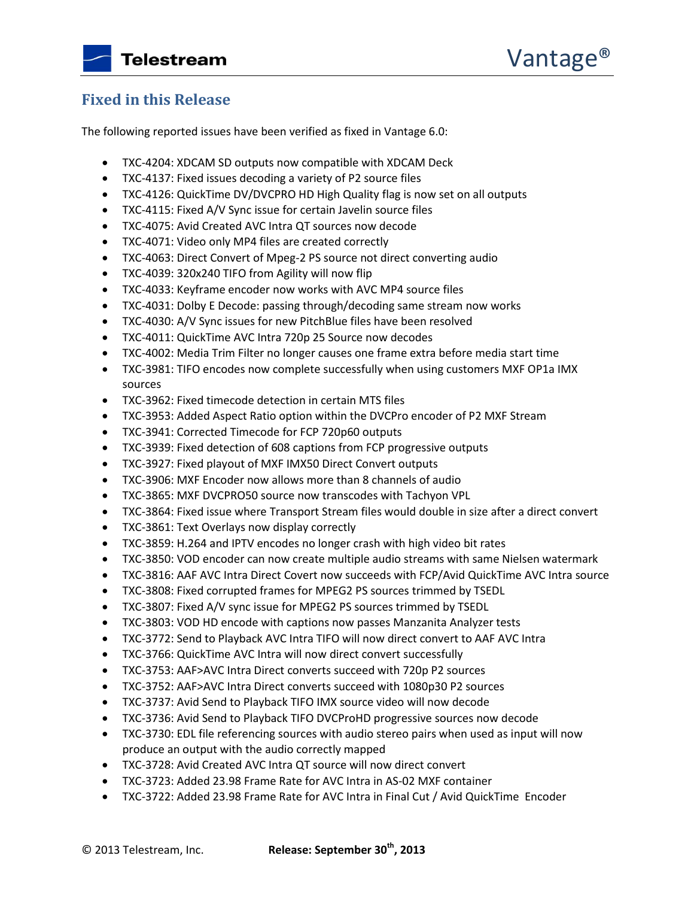## Fixed in this Release

The following reported issues have been verified as fixed in Vantage 6.0:

- TXC-4204: XDCAM SD outputs now compatible with XDCAM Deck
- TXC-4137: Fixed issues decoding a variety of P2 source files
- TXC-4126: QuickTime DV/DVCPRO HD High Quality flag is now set on all outputs
- TXC-4115: Fixed A/V Sync issue for certain Javelin source files
- TXC-4075: Avid Created AVC Intra QT sources now decode
- TXC-4071: Video only MP4 files are created correctly
- TXC-4063: Direct Convert of Mpeg-2 PS source not direct converting audio
- TXC-4039: 320x240 TIFO from Agility will now flip
- TXC-4033: Keyframe encoder now works with AVC MP4 source files
- TXC-4031: Dolby E Decode: passing through/decoding same stream now works
- TXC-4030: A/V Sync issues for new PitchBlue files have been resolved
- TXC-4011: QuickTime AVC Intra 720p 25 Source now decodes
- TXC-4002: Media Trim Filter no longer causes one frame extra before media start time
- TXC-3981: TIFO encodes now complete successfully when using customers MXF OP1a IMX sources
- TXC-3962: Fixed timecode detection in certain MTS files
- TXC-3953: Added Aspect Ratio option within the DVCPro encoder of P2 MXF Stream
- TXC-3941: Corrected Timecode for FCP 720p60 outputs
- TXC-3939: Fixed detection of 608 captions from FCP progressive outputs
- TXC-3927: Fixed playout of MXF IMX50 Direct Convert outputs
- TXC-3906: MXF Encoder now allows more than 8 channels of audio
- TXC-3865: MXF DVCPRO50 source now transcodes with Tachyon VPL
- TXC-3864: Fixed issue where Transport Stream files would double in size after a direct convert
- TXC-3861: Text Overlays now display correctly
- TXC-3859: H.264 and IPTV encodes no longer crash with high video bit rates
- TXC-3850: VOD encoder can now create multiple audio streams with same Nielsen watermark
- TXC-3816: AAF AVC Intra Direct Covert now succeeds with FCP/Avid QuickTime AVC Intra source
- TXC-3808: Fixed corrupted frames for MPEG2 PS sources trimmed by TSEDL
- TXC-3807: Fixed A/V sync issue for MPEG2 PS sources trimmed by TSEDL
- TXC-3803: VOD HD encode with captions now passes Manzanita Analyzer tests
- TXC-3772: Send to Playback AVC Intra TIFO will now direct convert to AAF AVC Intra
- TXC-3766: QuickTime AVC Intra will now direct convert successfully
- TXC-3753: AAF>AVC Intra Direct converts succeed with 720p P2 sources
- TXC-3752: AAF>AVC Intra Direct converts succeed with 1080p30 P2 sources
- TXC-3737: Avid Send to Playback TIFO IMX source video will now decode
- TXC-3736: Avid Send to Playback TIFO DVCProHD progressive sources now decode
- TXC-3730: EDL file referencing sources with audio stereo pairs when used as input will now produce an output with the audio correctly mapped
- TXC-3728: Avid Created AVC Intra QT source will now direct convert
- TXC-3723: Added 23.98 Frame Rate for AVC Intra in AS-02 MXF container
- TXC-3722: Added 23.98 Frame Rate for AVC Intra in Final Cut / Avid QuickTime Encoder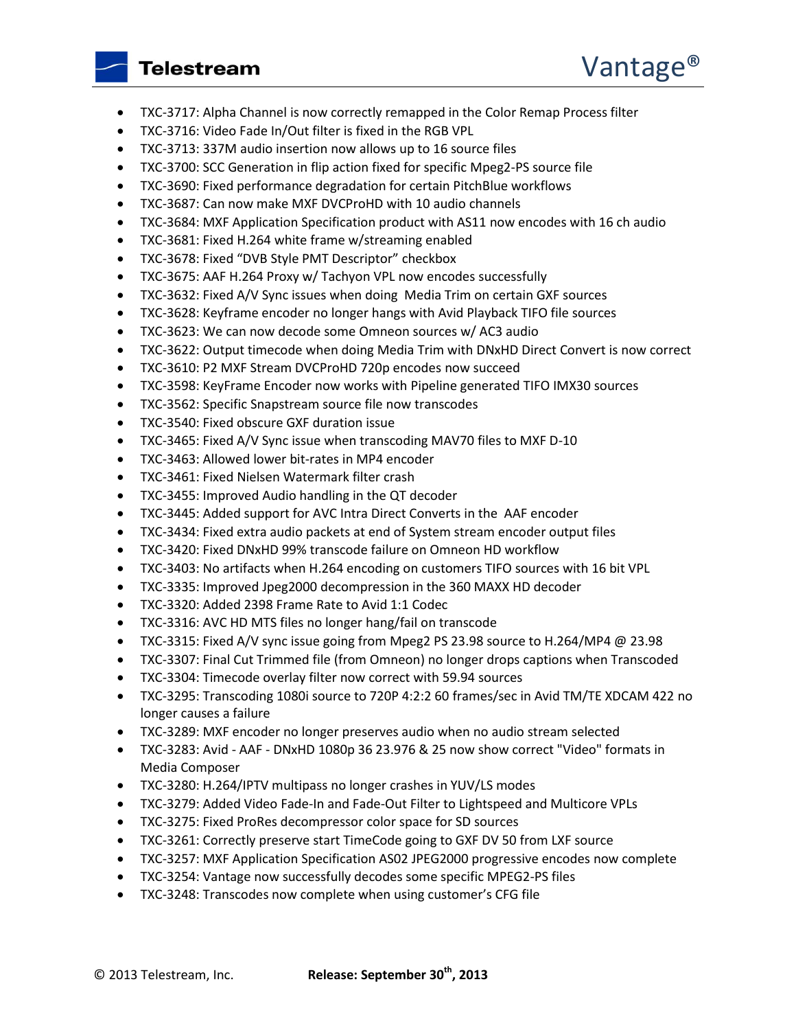- TXC-3717: Alpha Channel is now correctly remapped in the Color Remap Process filter
- TXC-3716: Video Fade In/Out filter is fixed in the RGB VPL
- TXC-3713: 337M audio insertion now allows up to 16 source files
- TXC-3700: SCC Generation in flip action fixed for specific Mpeg2-PS source file
- TXC-3690: Fixed performance degradation for certain PitchBlue workflows
- TXC-3687: Can now make MXF DVCProHD with 10 audio channels
- TXC-3684: MXF Application Specification product with AS11 now encodes with 16 ch audio
- TXC-3681: Fixed H.264 white frame w/streaming enabled
- TXC-3678: Fixed "DVB Style PMT Descriptor" checkbox
- TXC-3675: AAF H.264 Proxy w/ Tachyon VPL now encodes successfully
- TXC-3632: Fixed A/V Sync issues when doing Media Trim on certain GXF sources
- TXC-3628: Keyframe encoder no longer hangs with Avid Playback TIFO file sources
- TXC-3623: We can now decode some Omneon sources w/ AC3 audio
- TXC-3622: Output timecode when doing Media Trim with DNxHD Direct Convert is now correct
- TXC-3610: P2 MXF Stream DVCProHD 720p encodes now succeed
- TXC-3598: KeyFrame Encoder now works with Pipeline generated TIFO IMX30 sources
- TXC-3562: Specific Snapstream source file now transcodes
- TXC-3540: Fixed obscure GXF duration issue
- TXC-3465: Fixed A/V Sync issue when transcoding MAV70 files to MXF D-10
- TXC-3463: Allowed lower bit-rates in MP4 encoder
- TXC-3461: Fixed Nielsen Watermark filter crash
- TXC-3455: Improved Audio handling in the QT decoder
- TXC-3445: Added support for AVC Intra Direct Converts in the AAF encoder
- TXC-3434: Fixed extra audio packets at end of System stream encoder output files
- TXC-3420: Fixed DNxHD 99% transcode failure on Omneon HD workflow
- TXC-3403: No artifacts when H.264 encoding on customers TIFO sources with 16 bit VPL
- TXC-3335: Improved Jpeg2000 decompression in the 360 MAXX HD decoder
- TXC-3320: Added 2398 Frame Rate to Avid 1:1 Codec
- TXC-3316: AVC HD MTS files no longer hang/fail on transcode
- TXC-3315: Fixed A/V sync issue going from Mpeg2 PS 23.98 source to H.264/MP4 @ 23.98
- TXC-3307: Final Cut Trimmed file (from Omneon) no longer drops captions when Transcoded
- TXC-3304: Timecode overlay filter now correct with 59.94 sources
- TXC-3295: Transcoding 1080i source to 720P 4:2:2 60 frames/sec in Avid TM/TE XDCAM 422 no longer causes a failure
- TXC-3289: MXF encoder no longer preserves audio when no audio stream selected
- TXC-3283: Avid - AAF - DNxHD 1080p 36 23.976 & 25 now show correct "Video" formats in Media Composer
- TXC-3280: H.264/IPTV multipass no longer crashes in YUV/LS modes
- TXC-3279: Added Video Fade-In and Fade-Out Filter to Lightspeed and Multicore VPLs
- TXC-3275: Fixed ProRes decompressor color space for SD sources
- TXC-3261: Correctly preserve start TimeCode going to GXF DV 50 from LXF source
- TXC-3257: MXF Application Specification AS02 JPEG2000 progressive encodes now complete
- TXC-3254: Vantage now successfully decodes some specific MPEG2-PS files
- TXC-3248: Transcodes now complete when using customer's CFG file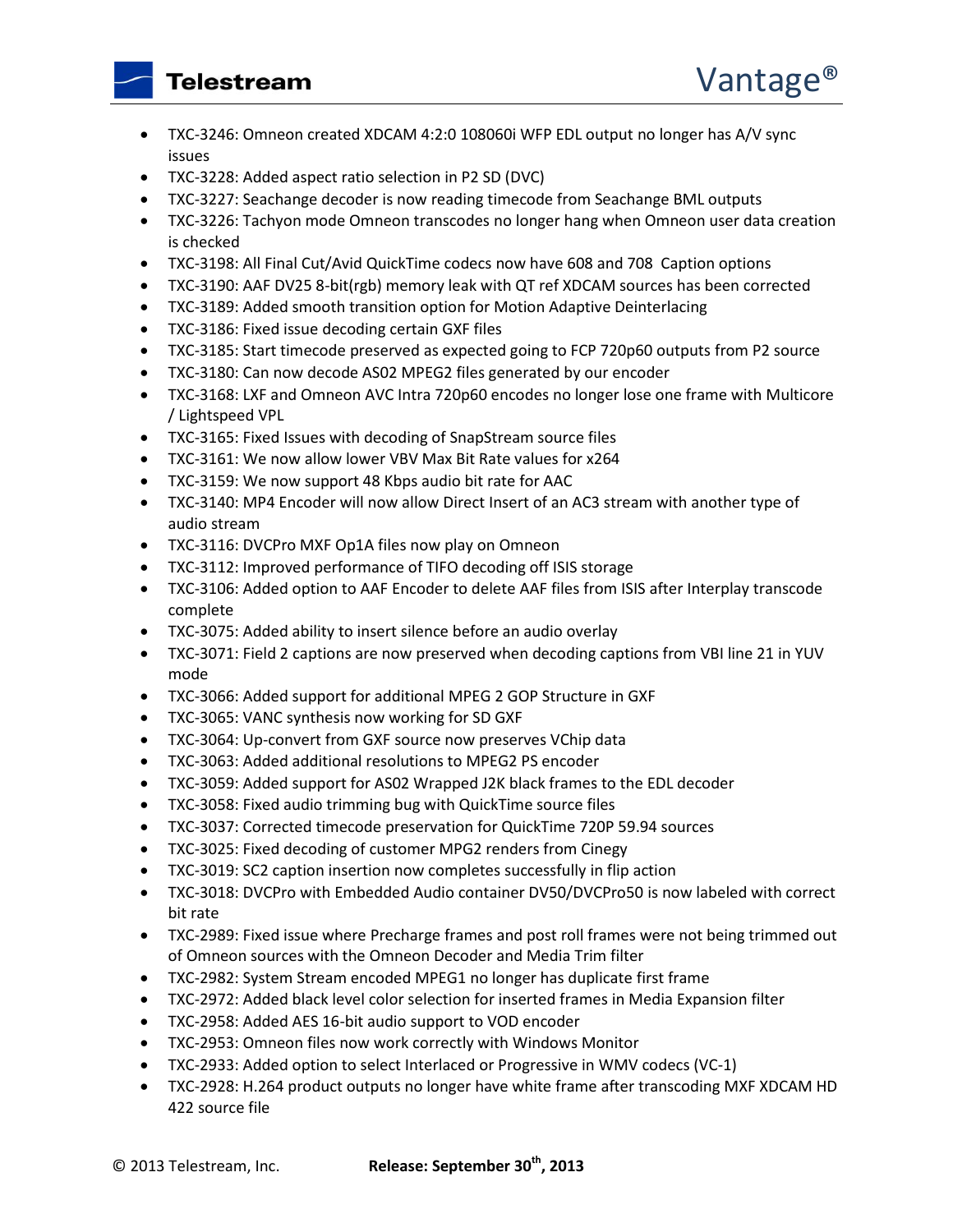- TXC-3246: Omneon created XDCAM 4:2:0 108060i WFP EDL output no longer has A/V sync issues
- TXC-3228: Added aspect ratio selection in P2 SD (DVC)
- TXC-3227: Seachange decoder is now reading timecode from Seachange BML outputs
- TXC-3226: Tachyon mode Omneon transcodes no longer hang when Omneon user data creation is checked
- TXC-3198: All Final Cut/Avid QuickTime codecs now have 608 and 708 Caption options
- TXC-3190: AAF DV25 8-bit(rgb) memory leak with QT ref XDCAM sources has been corrected
- TXC-3189: Added smooth transition option for Motion Adaptive Deinterlacing
- TXC-3186: Fixed issue decoding certain GXF files
- TXC-3185: Start timecode preserved as expected going to FCP 720p60 outputs from P2 source
- TXC-3180: Can now decode AS02 MPEG2 files generated by our encoder
- TXC-3168: LXF and Omneon AVC Intra 720p60 encodes no longer lose one frame with Multicore / Lightspeed VPL
- TXC-3165: Fixed Issues with decoding of SnapStream source files
- TXC-3161: We now allow lower VBV Max Bit Rate values for x264
- TXC-3159: We now support 48 Kbps audio bit rate for AAC
- TXC-3140: MP4 Encoder will now allow Direct Insert of an AC3 stream with another type of audio stream
- TXC-3116: DVCPro MXF Op1A files now play on Omneon
- TXC-3112: Improved performance of TIFO decoding off ISIS storage
- TXC-3106: Added option to AAF Encoder to delete AAF files from ISIS after Interplay transcode complete
- TXC-3075: Added ability to insert silence before an audio overlay
- TXC-3071: Field 2 captions are now preserved when decoding captions from VBI line 21 in YUV mode
- TXC-3066: Added support for additional MPEG 2 GOP Structure in GXF
- TXC-3065: VANC synthesis now working for SD GXF
- TXC-3064: Up-convert from GXF source now preserves VChip data
- TXC-3063: Added additional resolutions to MPEG2 PS encoder
- TXC-3059: Added support for AS02 Wrapped J2K black frames to the EDL decoder
- TXC-3058: Fixed audio trimming bug with QuickTime source files
- TXC-3037: Corrected timecode preservation for QuickTime 720P 59.94 sources
- TXC-3025: Fixed decoding of customer MPG2 renders from Cinegy
- TXC-3019: SC2 caption insertion now completes successfully in flip action
- TXC-3018: DVCPro with Embedded Audio container DV50/DVCPro50 is now labeled with correct bit rate
- TXC-2989: Fixed issue where Precharge frames and post roll frames were not being trimmed out of Omneon sources with the Omneon Decoder and Media Trim filter
- TXC-2982: System Stream encoded MPEG1 no longer has duplicate first frame
- TXC-2972: Added black level color selection for inserted frames in Media Expansion filter
- TXC-2958: Added AES 16-bit audio support to VOD encoder
- TXC-2953: Omneon files now work correctly with Windows Monitor
- TXC-2933: Added option to select Interlaced or Progressive in WMV codecs (VC-1)
- TXC-2928: H.264 product outputs no longer have white frame after transcoding MXF XDCAM HD 422 source file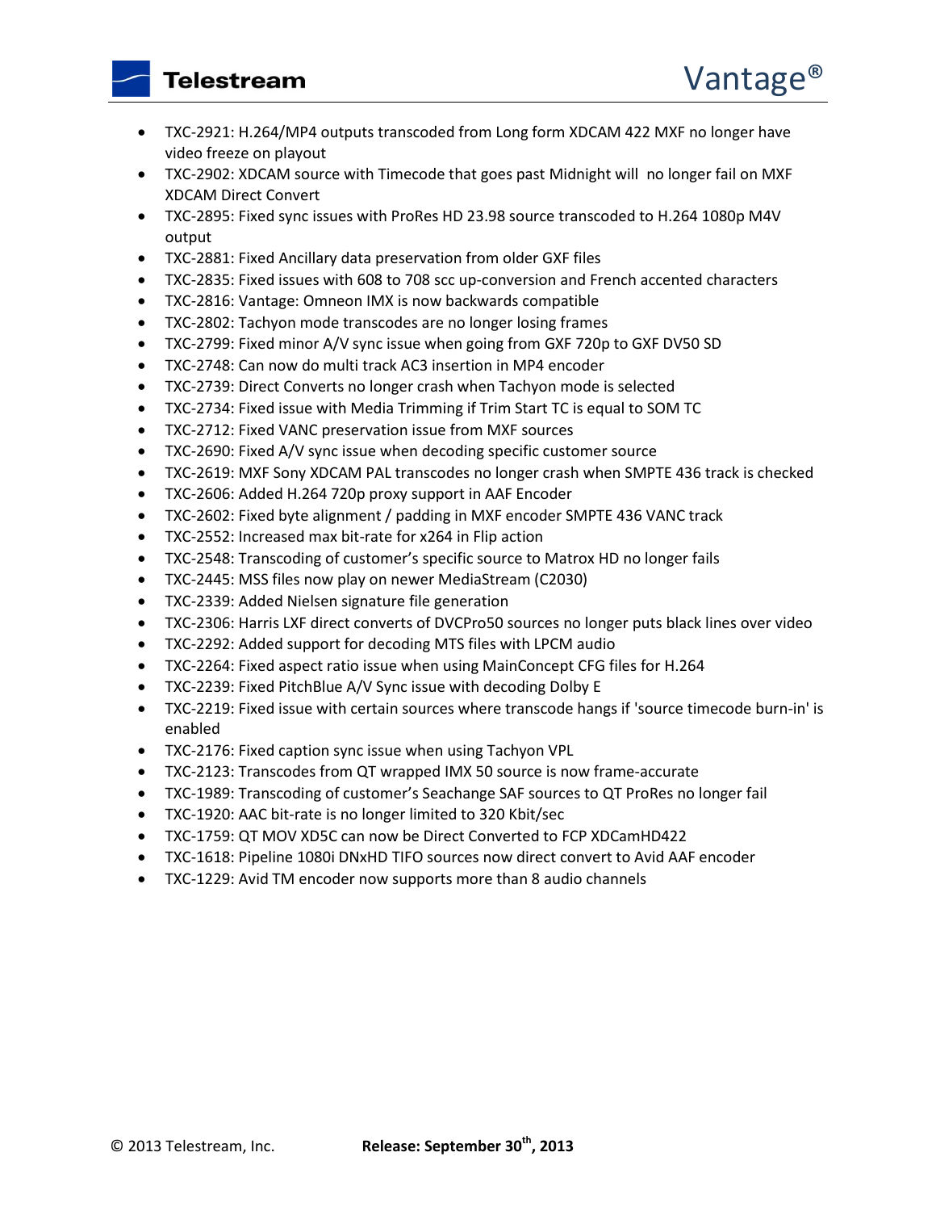- TXC-2921: H.264/MP4 outputs transcoded from Long form XDCAM 422 MXF no longer have video freeze on playout
- TXC-2902: XDCAM source with Timecode that goes past Midnight will no longer fail on MXF XDCAM Direct Convert
- TXC-2895: Fixed sync issues with ProRes HD 23.98 source transcoded to H.264 1080p M4V output
- TXC-2881: Fixed Ancillary data preservation from older GXF files
- TXC-2835: Fixed issues with 608 to 708 scc up-conversion and French accented characters
- TXC-2816: Vantage: Omneon IMX is now backwards compatible
- TXC-2802: Tachyon mode transcodes are no longer losing frames
- TXC-2799: Fixed minor A/V sync issue when going from GXF 720p to GXF DV50 SD
- TXC-2748: Can now do multi track AC3 insertion in MP4 encoder
- TXC-2739: Direct Converts no longer crash when Tachyon mode is selected
- TXC-2734: Fixed issue with Media Trimming if Trim Start TC is equal to SOM TC
- TXC-2712: Fixed VANC preservation issue from MXF sources
- TXC-2690: Fixed A/V sync issue when decoding specific customer source
- TXC-2619: MXF Sony XDCAM PAL transcodes no longer crash when SMPTE 436 track is checked
- TXC-2606: Added H.264 720p proxy support in AAF Encoder
- TXC-2602: Fixed byte alignment / padding in MXF encoder SMPTE 436 VANC track
- TXC-2552: Increased max bit-rate for x264 in Flip action
- TXC-2548: Transcoding of customer's specific source to Matrox HD no longer fails
- TXC-2445: MSS files now play on newer MediaStream (C2030)
- TXC-2339: Added Nielsen signature file generation
- TXC-2306: Harris LXF direct converts of DVCPro50 sources no longer puts black lines over video
- TXC-2292: Added support for decoding MTS files with LPCM audio
- TXC-2264: Fixed aspect ratio issue when using MainConcept CFG files for H.264
- TXC-2239: Fixed PitchBlue A/V Sync issue with decoding Dolby E
- TXC-2219: Fixed issue with certain sources where transcode hangs if 'source timecode burn-in' is enabled
- TXC-2176: Fixed caption sync issue when using Tachyon VPL
- TXC-2123: Transcodes from QT wrapped IMX 50 source is now frame-accurate
- TXC-1989: Transcoding of customer's Seachange SAF sources to QT ProRes no longer fail
- TXC-1920: AAC bit-rate is no longer limited to 320 Kbit/sec
- TXC-1759: QT MOV XD5C can now be Direct Converted to FCP XDCamHD422
- TXC-1618: Pipeline 1080i DNxHD TIFO sources now direct convert to Avid AAF encoder
- TXC-1229: Avid TM encoder now supports more than 8 audio channels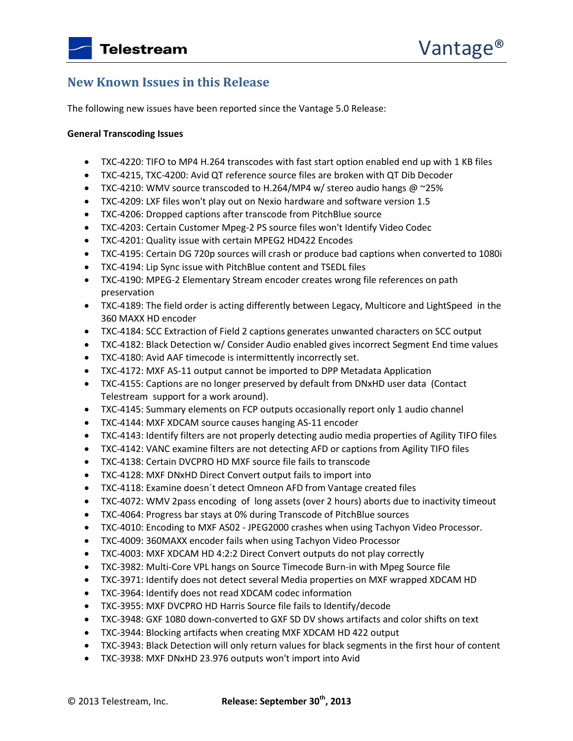## New Known Issues in this Release

The following new issues have been reported since the Vantage 5.0 Release:

**General Transcoding Issues**

- TXC-4220: TIFO to MP4 H.264 transcodes with fast start option enabled end up with 1 KB files
- TXC-4215, TXC-4200: Avid QT reference source files are broken with QT Dib Decoder
- TXC-4210: WMV source transcoded to H.264/MP4 w/ stereo audio hangs @ ~25%
- TXC-4209: LXF files won't play out on Nexio hardware and software version 1.5
- TXC-4206: Dropped captions after transcode from PitchBlue source
- TXC-4203: Certain Customer Mpeg-2 PS source files won't Identify Video Codec
- TXC-4201: Quality issue with certain MPEG2 HD422 Encodes
- TXC-4195: Certain DG 720p sources will crash or produce bad captions when converted to 1080i
- TXC-4194: Lip Sync issue with PitchBlue content and TSEDL files
- TXC-4190: MPEG-2 Elementary Stream encoder creates wrong file references on path preservation
- TXC-4189: The field order is acting differently between Legacy, Multicore and LightSpeed in the 360 MAXX HD encoder
- TXC-4184: SCC Extraction of Field 2 captions generates unwanted characters on SCC output
- TXC-4182: Black Detection w/ Consider Audio enabled gives incorrect Segment End time values
- TXC-4180: Avid AAF timecode is intermittently incorrectly set.
- TXC-4172: MXF AS-11 output cannot be imported to DPP Metadata Application
- TXC-4155: Captions are no longer preserved by default from DNxHD user data (Contact Telestream support for a work around).
- TXC-4145: Summary elements on FCP outputs occasionally report only 1 audio channel
- TXC-4144: MXF XDCAM source causes hanging AS-11 encoder
- TXC-4143: Identify filters are not properly detecting audio media properties of Agility TIFO files
- TXC-4142: VANC examine filters are not detecting AFD or captions from Agility TIFO files
- TXC-4138: Certain DVCPRO HD MXF source file fails to transcode
- TXC-4128: MXF DNxHD Direct Convert output fails to import into
- TXC-4118: Examine doesn´t detect Omneon AFD from Vantage created files
- TXC-4072: WMV 2pass encoding of long assets (over 2 hours) aborts due to inactivity timeout
- TXC-4064: Progress bar stays at 0% during Transcode of PitchBlue sources
- TXC-4010: Encoding to MXF AS02 - JPEG2000 crashes when using Tachyon Video Processor.
- TXC-4009: 360MAXX encoder fails when using Tachyon Video Processor
- TXC-4003: MXF XDCAM HD 4:2:2 Direct Convert outputs do not play correctly
- TXC-3982: Multi-Core VPL hangs on Source Timecode Burn-in with Mpeg Source file
- TXC-3971: Identify does not detect several Media properties on MXF wrapped XDCAM HD
- TXC-3964: Identify does not read XDCAM codec information
- TXC-3955: MXF DVCPRO HD Harris Source file fails to Identify/decode
- TXC-3948: GXF 1080 down-converted to GXF SD DV shows artifacts and color shifts on text
- TXC-3944: Blocking artifacts when creating MXF XDCAM HD 422 output
- TXC-3943: Black Detection will only return values for black segments in the first hour of content
- TXC-3938: MXF DNxHD 23.976 outputs won't import into Avid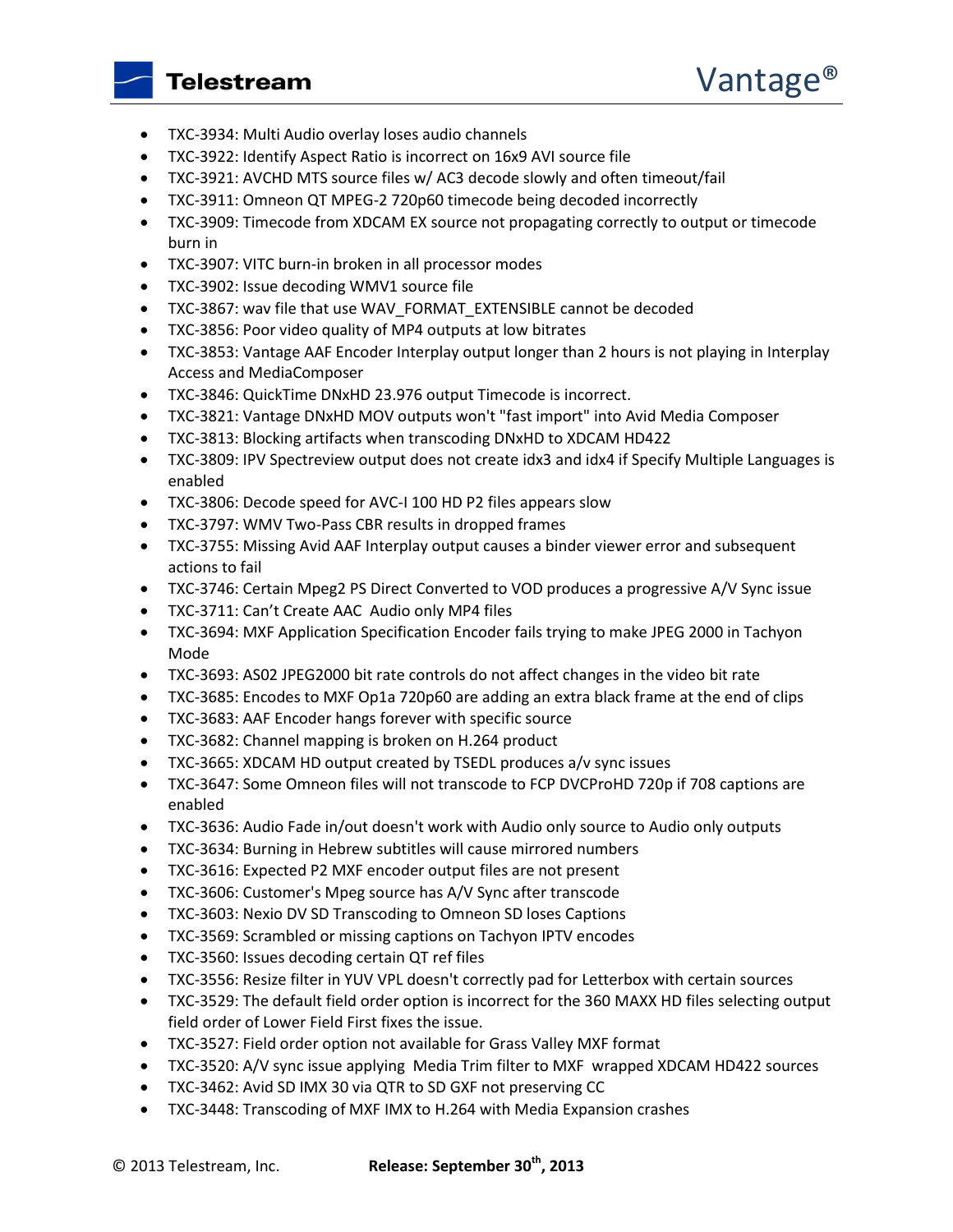- TXC-3934: Multi Audio overlay loses audio channels
- TXC-3922: Identify Aspect Ratio is incorrect on 16x9 AVI source file
- TXC-3921: AVCHD MTS source files w/ AC3 decode slowly and often timeout/fail
- TXC-3911: Omneon QT MPEG-2 720p60 timecode being decoded incorrectly
- TXC-3909: Timecode from XDCAM EX source not propagating correctly to output or timecode burn in
- TXC-3907: VITC burn-in broken in all processor modes
- TXC-3902: Issue decoding WMV1 source file
- TXC-3867: wav file that use WAV_FORMAT_EXTENSIBLE cannot be decoded
- TXC-3856: Poor video quality of MP4 outputs at low bitrates
- TXC-3853: Vantage AAF Encoder Interplay output longer than 2 hours is not playing in Interplay Access and MediaComposer
- TXC-3846: QuickTime DNxHD 23.976 output Timecode is incorrect.
- TXC-3821: Vantage DNxHD MOV outputs won't "fast import" into Avid Media Composer
- TXC-3813: Blocking artifacts when transcoding DNxHD to XDCAM HD422
- TXC-3809: IPV Spectreview output does not create idx3 and idx4 if Specify Multiple Languages is enabled
- TXC-3806: Decode speed for AVC-I 100 HD P2 files appears slow
- TXC-3797: WMV Two-Pass CBR results in dropped frames
- TXC-3755: Missing Avid AAF Interplay output causes a binder viewer error and subsequent actions to fail
- TXC-3746: Certain Mpeg2 PS Direct Converted to VOD produces a progressive A/V Sync issue
- TXC-3711: Can't Create AAC Audio only MP4 files
- TXC-3694: MXF Application Specification Encoder fails trying to make JPEG 2000 in Tachyon Mode
- TXC-3693: AS02 JPEG2000 bit rate controls do not affect changes in the video bit rate
- TXC-3685: Encodes to MXF Op1a 720p60 are adding an extra black frame at the end of clips
- TXC-3683: AAF Encoder hangs forever with specific source
- TXC-3682: Channel mapping is broken on H.264 product
- TXC-3665: XDCAM HD output created by TSEDL produces a/v sync issues
- TXC-3647: Some Omneon files will not transcode to FCP DVCProHD 720p if 708 captions are enabled
- TXC-3636: Audio Fade in/out doesn't work with Audio only source to Audio only outputs
- TXC-3634: Burning in Hebrew subtitles will cause mirrored numbers
- TXC-3616: Expected P2 MXF encoder output files are not present
- TXC-3606: Customer's Mpeg source has A/V Sync after transcode
- TXC-3603: Nexio DV SD Transcoding to Omneon SD loses Captions
- TXC-3569: Scrambled or missing captions on Tachyon IPTV encodes
- TXC-3560: Issues decoding certain QT ref files
- TXC-3556: Resize filter in YUV VPL doesn't correctly pad for Letterbox with certain sources
- TXC-3529: The default field order option is incorrect for the 360 MAXX HD files selecting output field order of Lower Field First fixes the issue.
- TXC-3527: Field order option not available for Grass Valley MXF format
- TXC-3520: A/V sync issue applying Media Trim filter to MXF wrapped XDCAM HD422 sources
- TXC-3462: Avid SD IMX 30 via QTR to SD GXF not preserving CC
- TXC-3448: Transcoding of MXF IMX to H.264 with Media Expansion crashes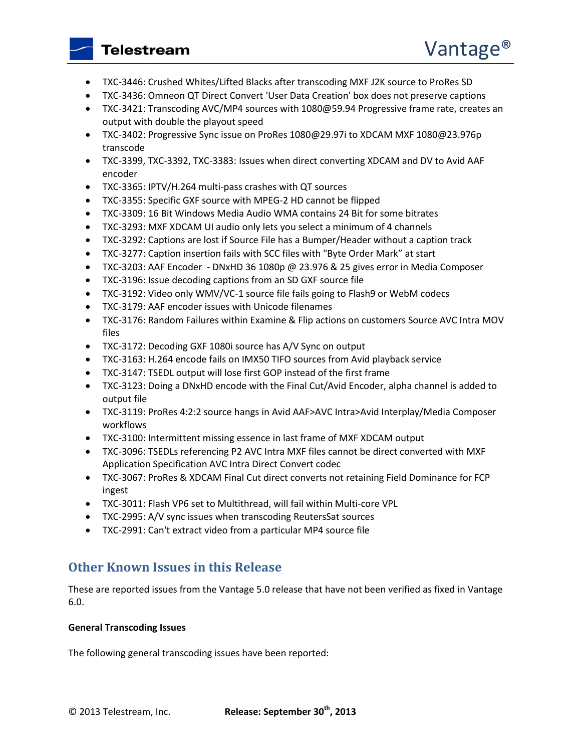- TXC-3446: Crushed Whites/Lifted Blacks after transcoding MXF J2K source to ProRes SD
- TXC-3436: Omneon QT Direct Convert 'User Data Creation' box does not preserve captions
- TXC-3421: Transcoding AVC/MP4 sources with 1080@59.94 Progressive frame rate, creates an output with double the playout speed
- TXC-3402: Progressive Sync issue on ProRes 1080@29.97i to XDCAM MXF 1080@23.976p transcode
- TXC-3399, TXC-3392, TXC-3383: Issues when direct converting XDCAM and DV to Avid AAF encoder
- TXC-3365: IPTV/H.264 multi-pass crashes with QT sources
- TXC-3355: Specific GXF source with MPEG-2 HD cannot be flipped
- TXC-3309: 16 Bit Windows Media Audio WMA contains 24 Bit for some bitrates
- TXC-3293: MXF XDCAM UI audio only lets you select a minimum of 4 channels
- TXC-3292: Captions are lost if Source File has a Bumper/Header without a caption track
- TXC-3277: Caption insertion fails with SCC files with "Byte Order Mark" at start
- TXC-3203: AAF Encoder - DNxHD 36 1080p @ 23.976 & 25 gives error in Media Composer
- TXC-3196: Issue decoding captions from an SD GXF source file
- TXC-3192: Video only WMV/VC-1 source file fails going to Flash9 or WebM codecs
- TXC-3179: AAF encoder issues with Unicode filenames
- TXC-3176: Random Failures within Examine & Flip actions on customers Source AVC Intra MOV files
- TXC-3172: Decoding GXF 1080i source has A/V Sync on output
- TXC-3163: H.264 encode fails on IMX50 TIFO sources from Avid playback service
- TXC-3147: TSEDL output will lose first GOP instead of the first frame
- TXC-3123: Doing a DNxHD encode with the Final Cut/Avid Encoder, alpha channel is added to output file
- TXC-3119: ProRes 4:2:2 source hangs in Avid AAF>AVC Intra>Avid Interplay/Media Composer workflows
- TXC-3100: Intermittent missing essence in last frame of MXF XDCAM output
- TXC-3096: TSEDLs referencing P2 AVC Intra MXF files cannot be direct converted with MXF Application Specification AVC Intra Direct Convert codec
- TXC-3067: ProRes & XDCAM Final Cut direct converts not retaining Field Dominance for FCP ingest
- TXC-3011: Flash VP6 set to Multithread, will fail within Multi-core VPL
- TXC-2995: A/V sync issues when transcoding ReutersSat sources
- TXC-2991: Can't extract video from a particular MP4 source file

## Other Known Issues in this Release

These are reported issues from the Vantage 5.0 release that have not been verified as fixed in Vantage 6.0.

**General Transcoding Issues**

The following general transcoding issues have been reported: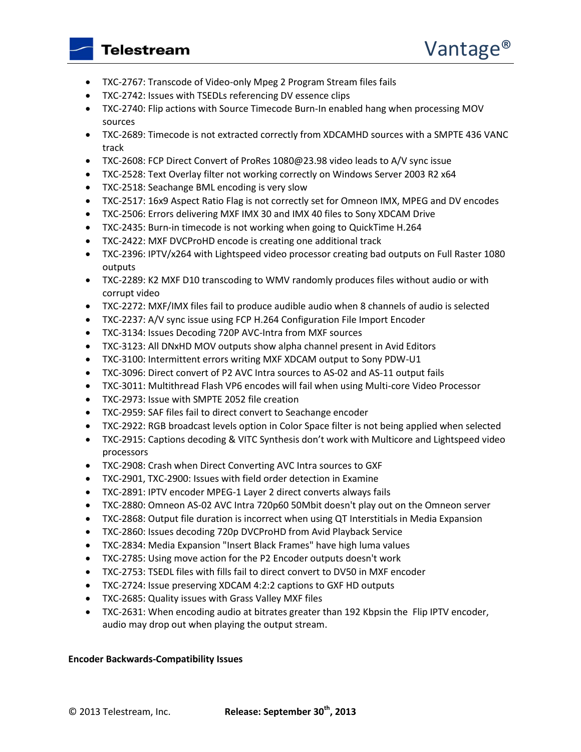- TXC-2767: Transcode of Video-only Mpeg 2 Program Stream files fails
- TXC-2742: Issues with TSEDLs referencing DV essence clips
- TXC-2740: Flip actions with Source Timecode Burn-In enabled hang when processing MOV sources
- TXC-2689: Timecode is not extracted correctly from XDCAMHD sources with a SMPTE 436 VANC track
- TXC-2608: FCP Direct Convert of ProRes 1080@23.98 video leads to A/V sync issue
- TXC-2528: Text Overlay filter not working correctly on Windows Server 2003 R2 x64
- TXC-2518: Seachange BML encoding is very slow
- TXC-2517: 16x9 Aspect Ratio Flag is not correctly set for Omneon IMX, MPEG and DV encodes
- TXC-2506: Errors delivering MXF IMX 30 and IMX 40 files to Sony XDCAM Drive
- TXC-2435: Burn-in timecode is not working when going to QuickTime H.264
- TXC-2422: MXF DVCProHD encode is creating one additional track
- TXC-2396: IPTV/x264 with Lightspeed video processor creating bad outputs on Full Raster 1080 outputs
- TXC-2289: K2 MXF D10 transcoding to WMV randomly produces files without audio or with corrupt video
- TXC-2272: MXF/IMX files fail to produce audible audio when 8 channels of audio is selected
- TXC-2237: A/V sync issue using FCP H.264 Configuration File Import Encoder
- TXC-3134: Issues Decoding 720P AVC-Intra from MXF sources
- TXC-3123: All DNxHD MOV outputs show alpha channel present in Avid Editors
- TXC-3100: Intermittent errors writing MXF XDCAM output to Sony PDW-U1
- TXC-3096: Direct convert of P2 AVC Intra sources to AS-02 and AS-11 output fails
- TXC-3011: Multithread Flash VP6 encodes will fail when using Multi-core Video Processor
- TXC-2973: Issue with SMPTE 2052 file creation
- TXC-2959: SAF files fail to direct convert to Seachange encoder
- TXC-2922: RGB broadcast levels option in Color Space filter is not being applied when selected
- TXC-2915: Captions decoding & VITC Synthesis don't work with Multicore and Lightspeed video processors
- TXC-2908: Crash when Direct Converting AVC Intra sources to GXF
- TXC-2901, TXC-2900: Issues with field order detection in Examine
- TXC-2891: IPTV encoder MPEG-1 Layer 2 direct converts always fails
- TXC-2880: Omneon AS-02 AVC Intra 720p60 50Mbit doesn't play out on the Omneon server
- TXC-2868: Output file duration is incorrect when using QT Interstitials in Media Expansion
- TXC-2860: Issues decoding 720p DVCProHD from Avid Playback Service
- TXC-2834: Media Expansion "Insert Black Frames" have high luma values
- TXC-2785: Using move action for the P2 Encoder outputs doesn't work
- TXC-2753: TSEDL files with fills fail to direct convert to DV50 in MXF encoder
- TXC-2724: Issue preserving XDCAM 4:2:2 captions to GXF HD outputs
- TXC-2685: Quality issues with Grass Valley MXF files
- TXC-2631: When encoding audio at bitrates greater than 192 Kbpsin the Flip IPTV encoder, audio may drop out when playing the output stream.

**Encoder Backwards-Compatibility Issues**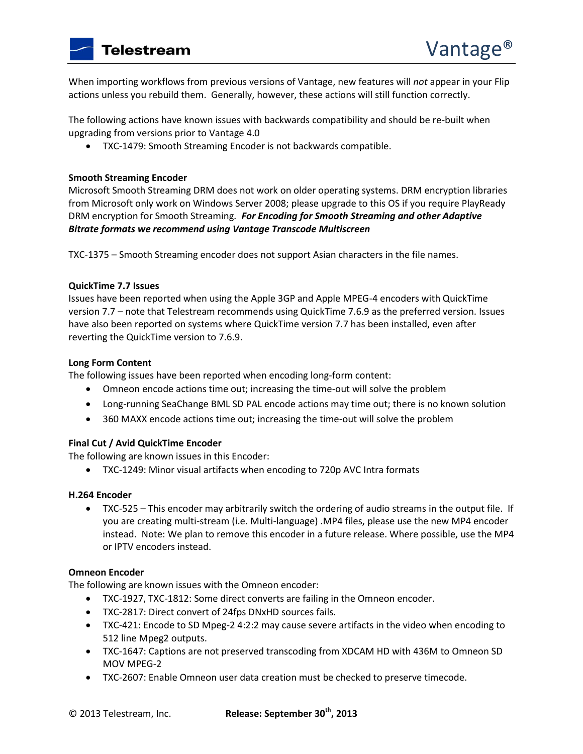When importing workflows from previous versions of Vantage, new features will *not* appear in your Flip actions unless you rebuild them. Generally, however, these actions will still function correctly.

The following actions have known issues with backwards compatibility and should be re-built when upgrading from versions prior to Vantage 4.0

- TXC-1479: Smooth Streaming Encoder is not backwards compatible.

**Smooth Streaming Encoder**

Microsoft Smooth Streaming DRM does not work on older operating systems. DRM encryption libraries from Microsoft only work on Windows Server 2008; please upgrade to this OS if you require PlayReady DRM encryption for Smooth Streaming. ***For Encoding for Smooth Streaming and other Adaptive Bitrate formats we recommend using Vantage Transcode Multiscreen***

TXC-1375 – Smooth Streaming encoder does not support Asian characters in the file names.

**QuickTime 7.7 Issues**

Issues have been reported when using the Apple 3GP and Apple MPEG-4 encoders with QuickTime version 7.7 – note that Telestream recommends using QuickTime 7.6.9 as the preferred version. Issues have also been reported on systems where QuickTime version 7.7 has been installed, even after reverting the QuickTime version to 7.6.9.

**Long Form Content**

The following issues have been reported when encoding long-form content:

- Omneon encode actions time out; increasing the time-out will solve the problem
- Long-running SeaChange BML SD PAL encode actions may time out; there is no known solution
- 360 MAXX encode actions time out; increasing the time-out will solve the problem

**Final Cut / Avid QuickTime Encoder**

The following are known issues in this Encoder:

- TXC-1249: Minor visual artifacts when encoding to 720p AVC Intra formats

**H.264 Encoder**

- TXC-525 – This encoder may arbitrarily switch the ordering of audio streams in the output file. If you are creating multi-stream (i.e. Multi-language) .MP4 files, please use the new MP4 encoder instead. Note: We plan to remove this encoder in a future release. Where possible, use the MP4 or IPTV encoders instead.

**Omneon Encoder**

The following are known issues with the Omneon encoder:

- TXC-1927, TXC-1812: Some direct converts are failing in the Omneon encoder.
- TXC-2817: Direct convert of 24fps DNxHD sources fails.
- TXC-421: Encode to SD Mpeg-2 4:2:2 may cause severe artifacts in the video when encoding to 512 line Mpeg2 outputs.
- TXC-1647: Captions are not preserved transcoding from XDCAM HD with 436M to Omneon SD MOV MPEG-2
- TXC-2607: Enable Omneon user data creation must be checked to preserve timecode.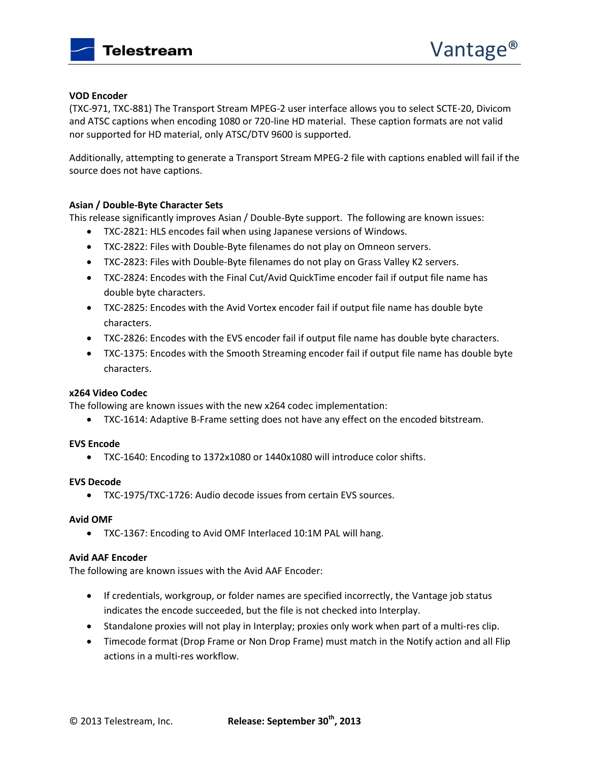**VOD Encoder**

(TXC-971, TXC-881) The Transport Stream MPEG-2 user interface allows you to select SCTE-20, Divicom and ATSC captions when encoding 1080 or 720-line HD material. These caption formats are not valid nor supported for HD material, only ATSC/DTV 9600 is supported.

Additionally, attempting to generate a Transport Stream MPEG-2 file with captions enabled will fail if the source does not have captions.

**Asian / Double-Byte Character Sets**

This release significantly improves Asian / Double-Byte support. The following are known issues:

- TXC-2821: HLS encodes fail when using Japanese versions of Windows.
- TXC-2822: Files with Double-Byte filenames do not play on Omneon servers.
- TXC-2823: Files with Double-Byte filenames do not play on Grass Valley K2 servers.
- TXC-2824: Encodes with the Final Cut/Avid QuickTime encoder fail if output file name has double byte characters.
- TXC-2825: Encodes with the Avid Vortex encoder fail if output file name has double byte characters.
- TXC-2826: Encodes with the EVS encoder fail if output file name has double byte characters.
- TXC-1375: Encodes with the Smooth Streaming encoder fail if output file name has double byte characters.

**x264 Video Codec**

The following are known issues with the new x264 codec implementation:

- TXC-1614: Adaptive B-Frame setting does not have any effect on the encoded bitstream.

**EVS Encode**

- TXC-1640: Encoding to 1372x1080 or 1440x1080 will introduce color shifts.

**EVS Decode**

- TXC-1975/TXC-1726: Audio decode issues from certain EVS sources.

**Avid OMF**

- TXC-1367: Encoding to Avid OMF Interlaced 10:1M PAL will hang.

**Avid AAF Encoder**

The following are known issues with the Avid AAF Encoder:

- If credentials, workgroup, or folder names are specified incorrectly, the Vantage job status indicates the encode succeeded, but the file is not checked into Interplay.
- Standalone proxies will not play in Interplay; proxies only work when part of a multi-res clip.
- Timecode format (Drop Frame or Non Drop Frame) must match in the Notify action and all Flip actions in a multi-res workflow.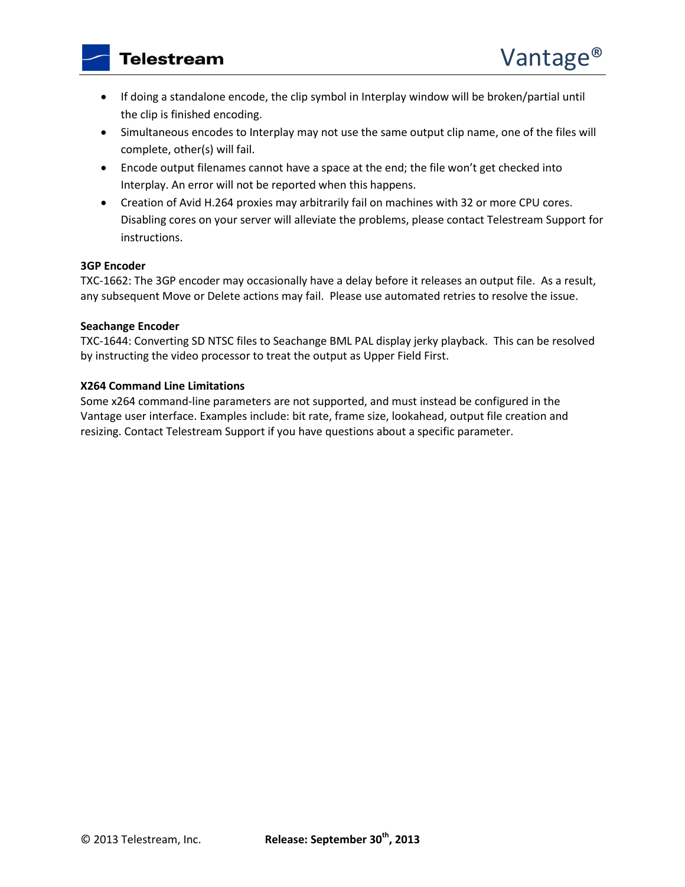- If doing a standalone encode, the clip symbol in Interplay window will be broken/partial until the clip is finished encoding.
- Simultaneous encodes to Interplay may not use the same output clip name, one of the files will complete, other(s) will fail.
- Encode output filenames cannot have a space at the end; the file won't get checked into Interplay. An error will not be reported when this happens.
- Creation of Avid H.264 proxies may arbitrarily fail on machines with 32 or more CPU cores. Disabling cores on your server will alleviate the problems, please contact Telestream Support for instructions.

**3GP Encoder**

TXC-1662: The 3GP encoder may occasionally have a delay before it releases an output file. As a result, any subsequent Move or Delete actions may fail. Please use automated retries to resolve the issue.

**Seachange Encoder**

TXC-1644: Converting SD NTSC files to Seachange BML PAL display jerky playback. This can be resolved by instructing the video processor to treat the output as Upper Field First.

**X264 Command Line Limitations**

Some x264 command-line parameters are not supported, and must instead be configured in the Vantage user interface. Examples include: bit rate, frame size, lookahead, output file creation and resizing. Contact Telestream Support if you have questions about a specific parameter.